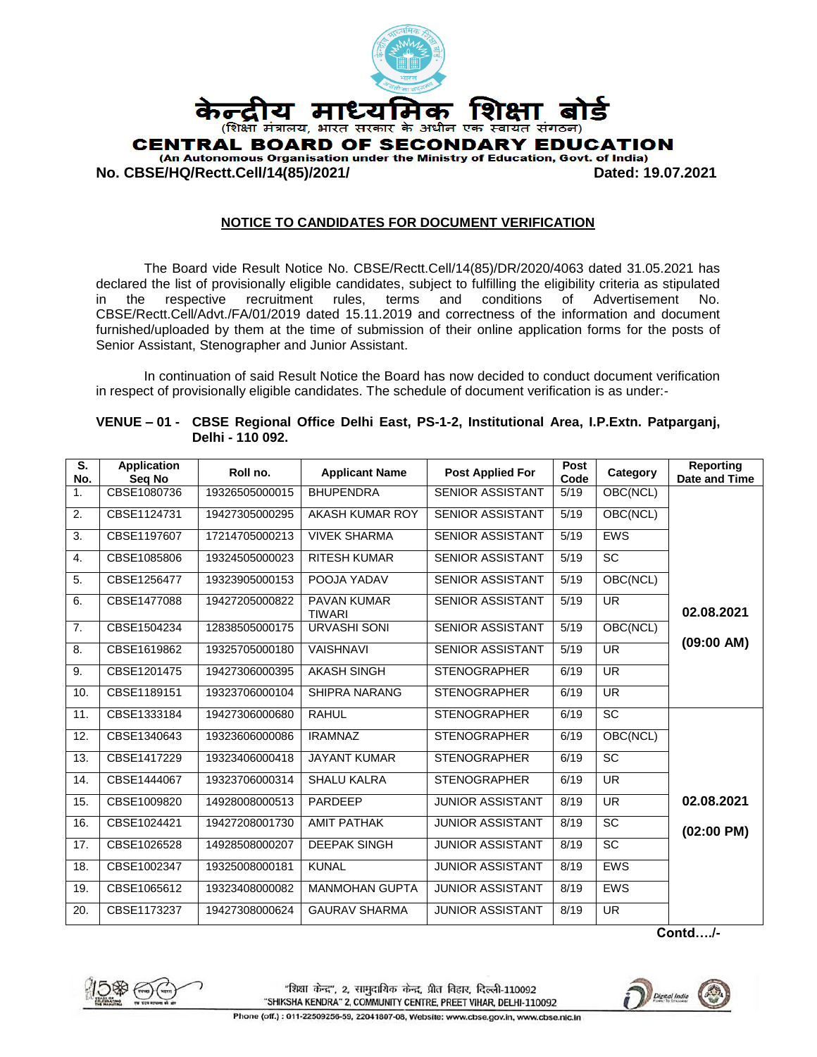# केन्द्रीय माध्यमिक शिक्षा बोर्ड

(शिक्षा मंत्रालय, भारत सरकार के अधीन एक स्वायत संगठन)

# CENTRAL BOARD OF SECONDARY EDUCATION

**(An Autonomous Organisation under the Ministry of Education, Govt. of India)**

**No. CBSE/HQ/Rectt.Cell/14(85)/2021/** **Dated: 19.07.2021**

## NOTICE TO CANDIDATES FOR DOCUMENT VERIFICATION

The Board vide Result Notice No. CBSE/Rectt.Cell/14(85)/DR/2020/4063 dated 31.05.2021 has declared the list of provisionally eligible candidates, subject to fulfilling the eligibility criteria as stipulated in the respective recruitment rules, terms and conditions of Advertisement No. CBSE/Rectt.Cell/Advt./FA/01/2019 dated 15.11.2019 and correctness of the information and document furnished/uploaded by them at the time of submission of their online application forms for the posts of Senior Assistant, Stenographer and Junior Assistant.

In continuation of said Result Notice the Board has now decided to conduct document verification in respect of provisionally eligible candidates. The schedule of document verification is as under:-

**VENUE – 01 - CBSE Regional Office Delhi East, PS-1-2, Institutional Area, I.P.Extn. Patparganj, Delhi - 110 092.**

| S. No. | Application Seq No | Roll no. | Applicant Name | Post Applied For | Post Code | Category | Reporting Date and Time |
|---|---|---|---|---|---|---|---|
| 1. | CBSE1080736 | 19326505000015 | BHUPENDRA | SENIOR ASSISTANT | 5/19 | OBC(NCL) | 02.08.2021 (09:00 AM) |
| 2. | CBSE1124731 | 19427305000295 | AKASH KUMAR ROY | SENIOR ASSISTANT | 5/19 | OBC(NCL) | |
| 3. | CBSE1197607 | 17214705000213 | VIVEK SHARMA | SENIOR ASSISTANT | 5/19 | EWS | |
| 4. | CBSE1085806 | 19324505000023 | RITESH KUMAR | SENIOR ASSISTANT | 5/19 | SC | |
| 5. | CBSE1256477 | 19323905000153 | POOJA YADAV | SENIOR ASSISTANT | 5/19 | OBC(NCL) | |
| 6. | CBSE1477088 | 19427205000822 | PAVAN KUMAR TIWARI | SENIOR ASSISTANT | 5/19 | UR | |
| 7. | CBSE1504234 | 12838505000175 | URVASHI SONI | SENIOR ASSISTANT | 5/19 | OBC(NCL) | |
| 8. | CBSE1619862 | 19325705000180 | VAISHNAVI | SENIOR ASSISTANT | 5/19 | UR | |
| 9. | CBSE1201475 | 19427306000395 | AKASH SINGH | STENOGRAPHER | 6/19 | UR | |
| 10. | CBSE1189151 | 19323706000104 | SHIPRA NARANG | STENOGRAPHER | 6/19 | UR | |
| 11. | CBSE1333184 | 19427306000680 | RAHUL | STENOGRAPHER | 6/19 | SC | 02.08.2021 (02:00 PM) |
| 12. | CBSE1340643 | 19323606000086 | IRAMNAZ | STENOGRAPHER | 6/19 | OBC(NCL) | |
| 13. | CBSE1417229 | 19323406000418 | JAYANT KUMAR | STENOGRAPHER | 6/19 | SC | |
| 14. | CBSE1444067 | 19323706000314 | SHALU KALRA | STENOGRAPHER | 6/19 | UR | |
| 15. | CBSE1009820 | 14928008000513 | PARDEEP | JUNIOR ASSISTANT | 8/19 | UR | |
| 16. | CBSE1024421 | 19427208001730 | AMIT PATHAK | JUNIOR ASSISTANT | 8/19 | SC | |
| 17. | CBSE1026528 | 14928508000207 | DEEPAK SINGH | JUNIOR ASSISTANT | 8/19 | SC | |
| 18. | CBSE1002347 | 19325008000181 | KUNAL | JUNIOR ASSISTANT | 8/19 | EWS | |
| 19. | CBSE1065612 | 19323408000082 | MANMOHAN GUPTA | JUNIOR ASSISTANT | 8/19 | EWS | |
| 20. | CBSE1173237 | 19427308000624 | GAURAV SHARMA | JUNIOR ASSISTANT | 8/19 | UR | |

**Contd…./-**

"शिक्षा केन्द्र", 2, सामुदायिक केन्द्र, प्रीत विहार, दिल्ली-110092
"SHIKSHA KENDRA" 2, COMMUNITY CENTRE, PREET VIHAR, DELHI-110092
Phone (off.) : 011-22509256-59, 22041807-08, Website: www.cbse.gov.in, www.cbse.nic.in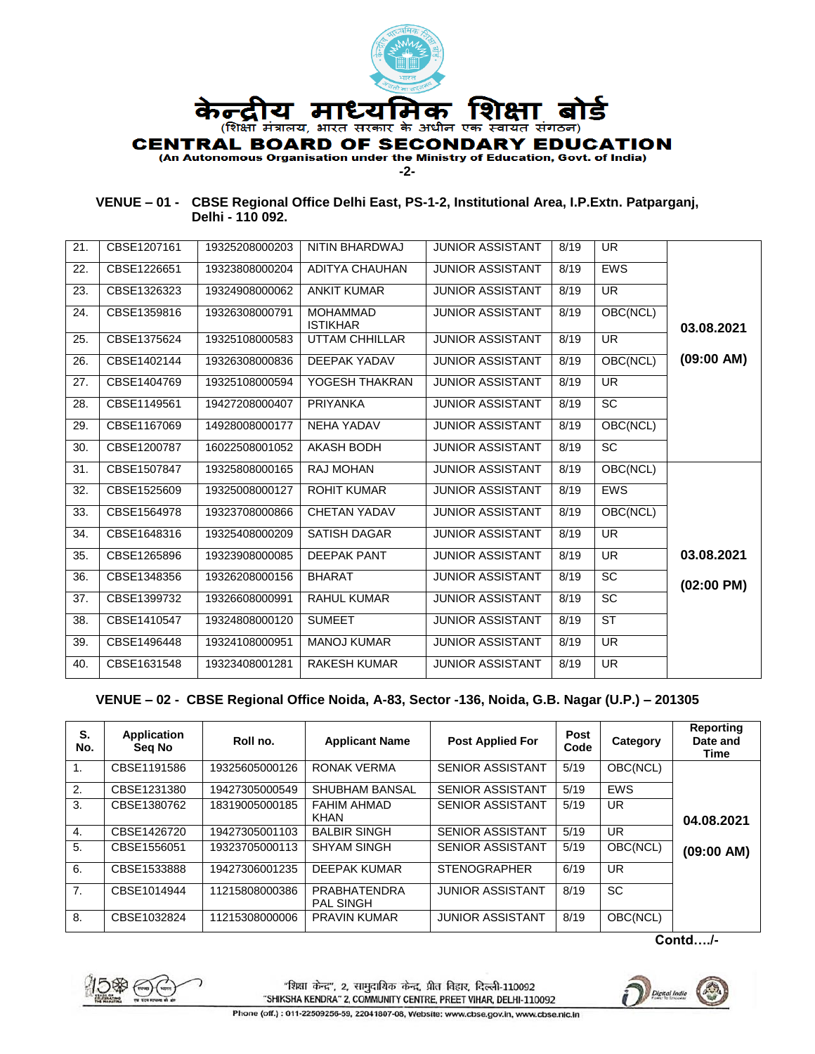केन्द्रीय माध्यमिक शिक्षा बोर्ड

(शिक्षा मंत्रालय, भारत सरकार के अधीन एक स्वायत संगठन)

**CENTRAL BOARD OF SECONDARY EDUCATION**

**(An Autonomous Organisation under the Ministry of Education, Govt. of India)**

**VENUE – 01 - CBSE Regional Office Delhi East, PS-1-2, Institutional Area, I.P.Extn. Patparganj, Delhi - 110 092.**

| S. No. | Application Seq No | Roll no. | Applicant Name | Post Applied For | Post Code | Category | Reporting Date and Time |
|---|---|---|---|---|---|---|---|
| 21. | CBSE1207161 | 19325208000203 | NITIN BHARDWAJ | JUNIOR ASSISTANT | 8/19 | UR | 03.08.2021 (09:00 AM) |
| 22. | CBSE1226651 | 19323808000204 | ADITYA CHAUHAN | JUNIOR ASSISTANT | 8/19 | EWS | |
| 23. | CBSE1326323 | 19324908000062 | ANKIT KUMAR | JUNIOR ASSISTANT | 8/19 | UR | |
| 24. | CBSE1359816 | 19326308000791 | MOHAMMAD ISTIKHAR | JUNIOR ASSISTANT | 8/19 | OBC(NCL) | |
| 25. | CBSE1375624 | 19325108000583 | UTTAM CHHILLAR | JUNIOR ASSISTANT | 8/19 | UR | |
| 26. | CBSE1402144 | 19326308000836 | DEEPAK YADAV | JUNIOR ASSISTANT | 8/19 | OBC(NCL) | |
| 27. | CBSE1404769 | 19325108000594 | YOGESH THAKRAN | JUNIOR ASSISTANT | 8/19 | UR | |
| 28. | CBSE1149561 | 19427208000407 | PRIYANKA | JUNIOR ASSISTANT | 8/19 | SC | |
| 29. | CBSE1167069 | 14928008000177 | NEHA YADAV | JUNIOR ASSISTANT | 8/19 | OBC(NCL) | |
| 30. | CBSE1200787 | 16022508001052 | AKASH BODH | JUNIOR ASSISTANT | 8/19 | SC | |
| 31. | CBSE1507847 | 19325808000165 | RAJ MOHAN | JUNIOR ASSISTANT | 8/19 | OBC(NCL) | 03.08.2021 (02:00 PM) |
| 32. | CBSE1525609 | 19325008000127 | ROHIT KUMAR | JUNIOR ASSISTANT | 8/19 | EWS | |
| 33. | CBSE1564978 | 19323708000866 | CHETAN YADAV | JUNIOR ASSISTANT | 8/19 | OBC(NCL) | |
| 34. | CBSE1648316 | 19325408000209 | SATISH DAGAR | JUNIOR ASSISTANT | 8/19 | UR | |
| 35. | CBSE1265896 | 19323908000085 | DEEPAK PANT | JUNIOR ASSISTANT | 8/19 | UR | |
| 36. | CBSE1348356 | 19326208000156 | BHARAT | JUNIOR ASSISTANT | 8/19 | SC | |
| 37. | CBSE1399732 | 19326608000991 | RAHUL KUMAR | JUNIOR ASSISTANT | 8/19 | SC | |
| 38. | CBSE1410547 | 19324808000120 | SUMEET | JUNIOR ASSISTANT | 8/19 | ST | |
| 39. | CBSE1496448 | 19324108000951 | MANOJ KUMAR | JUNIOR ASSISTANT | 8/19 | UR | |
| 40. | CBSE1631548 | 19323408001281 | RAKESH KUMAR | JUNIOR ASSISTANT | 8/19 | UR | |

**VENUE – 02 - CBSE Regional Office Noida, A-83, Sector -136, Noida, G.B. Nagar (U.P.) – 201305**

| S. No. | Application Seq No | Roll no. | Applicant Name | Post Applied For | Post Code | Category | Reporting Date and Time |
|---|---|---|---|---|---|---|---|
| 1. | CBSE1191586 | 19325605000126 | RONAK VERMA | SENIOR ASSISTANT | 5/19 | OBC(NCL) | 04.08.2021 (09:00 AM) |
| 2. | CBSE1231380 | 19427305000549 | SHUBHAM BANSAL | SENIOR ASSISTANT | 5/19 | EWS | |
| 3. | CBSE1380762 | 18319005000185 | FAHIM AHMAD KHAN | SENIOR ASSISTANT | 5/19 | UR | |
| 4. | CBSE1426720 | 19427305001103 | BALBIR SINGH | SENIOR ASSISTANT | 5/19 | UR | |
| 5. | CBSE1556051 | 19323705000113 | SHYAM SINGH | SENIOR ASSISTANT | 5/19 | OBC(NCL) | |
| 6. | CBSE1533888 | 19427306001235 | DEEPAK KUMAR | STENOGRAPHER | 6/19 | UR | |
| 7. | CBSE1014944 | 11215808000386 | PRABHATENDRA PAL SINGH | JUNIOR ASSISTANT | 8/19 | SC | |
| 8. | CBSE1032824 | 11215308000006 | PRAVIN KUMAR | JUNIOR ASSISTANT | 8/19 | OBC(NCL) | |

**Contd…./-**

"शिक्षा केन्द्र", 2, सामुदायिक केन्द्र, प्रीत विहार, दिल्ली-110092
"SHIKSHA KENDRA" 2, COMMUNITY CENTRE, PREET VIHAR, DELHI-110092
Phone (off.) : 011-22509256-59, 22041807-08, Website: www.cbse.gov.in, www.cbse.nic.in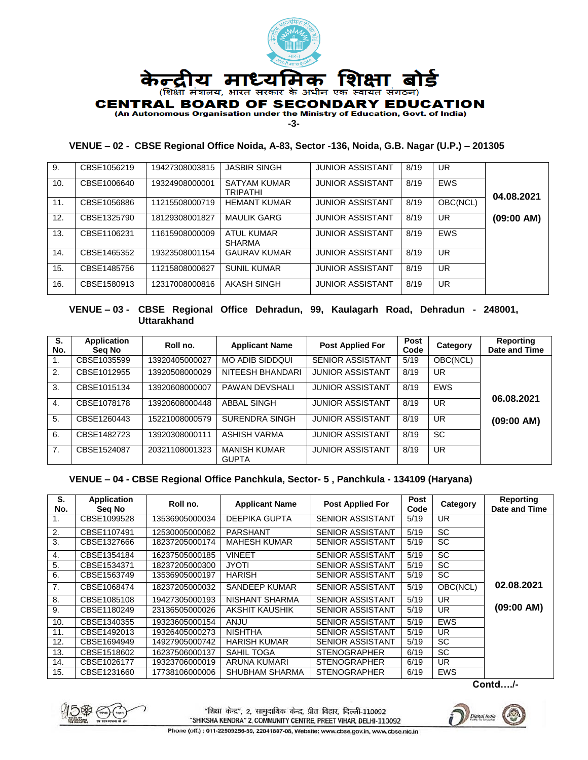# केन्द्रीय माध्यमिक शिक्षा बोर्ड

(शिक्षा मंत्रालय, भारत सरकार के अधीन एक स्वायत संगठन)

# CENTRAL BOARD OF SECONDARY EDUCATION

**(An Autonomous Organisation under the Ministry of Education, Govt. of India)**

### VENUE – 02 - CBSE Regional Office Noida, A-83, Sector -136, Noida, G.B. Nagar (U.P.) – 201305

| S. No. | Application Seq No | Roll no. | Applicant Name | Post Applied For | Post Code | Category | Reporting Date and Time |
|---|---|---|---|---|---|---|---|
| 9. | CBSE1056219 | 19427308003815 | JASBIR SINGH | JUNIOR ASSISTANT | 8/19 | UR | **04.08.2021 (09:00 AM)** |
| 10. | CBSE1006640 | 19324908000001 | SATYAM KUMAR TRIPATHI | JUNIOR ASSISTANT | 8/19 | EWS | |
| 11. | CBSE1056886 | 11215508000719 | HEMANT KUMAR | JUNIOR ASSISTANT | 8/19 | OBC(NCL) | |
| 12. | CBSE1325790 | 18129308001827 | MAULIK GARG | JUNIOR ASSISTANT | 8/19 | UR | |
| 13. | CBSE1106231 | 11615908000009 | ATUL KUMAR SHARMA | JUNIOR ASSISTANT | 8/19 | EWS | |
| 14. | CBSE1465352 | 19323508001154 | GAURAV KUMAR | JUNIOR ASSISTANT | 8/19 | UR | |
| 15. | CBSE1485756 | 11215808000627 | SUNIL KUMAR | JUNIOR ASSISTANT | 8/19 | UR | |
| 16. | CBSE1580913 | 12317008000816 | AKASH SINGH | JUNIOR ASSISTANT | 8/19 | UR | |

### VENUE – 03 - CBSE Regional Office Dehradun, 99, Kaulagarh Road, Dehradun - 248001, Uttarakhand

| S. No. | Application Seq No | Roll no. | Applicant Name | Post Applied For | Post Code | Category | Reporting Date and Time |
|---|---|---|---|---|---|---|---|
| 1. | CBSE1035599 | 13920405000027 | MO ADIB SIDDQUI | SENIOR ASSISTANT | 5/19 | OBC(NCL) | **06.08.2021 (09:00 AM)** |
| 2. | CBSE1012955 | 13920508000029 | NITEESH BHANDARI | JUNIOR ASSISTANT | 8/19 | UR | |
| 3. | CBSE1015134 | 13920608000007 | PAWAN DEVSHALI | JUNIOR ASSISTANT | 8/19 | EWS | |
| 4. | CBSE1078178 | 13920608000448 | ABBAL SINGH | JUNIOR ASSISTANT | 8/19 | UR | |
| 5. | CBSE1260443 | 15221008000579 | SURENDRA SINGH | JUNIOR ASSISTANT | 8/19 | UR | |
| 6. | CBSE1482723 | 13920308000111 | ASHISH VARMA | JUNIOR ASSISTANT | 8/19 | SC | |
| 7. | CBSE1524087 | 20321108001323 | MANISH KUMAR GUPTA | JUNIOR ASSISTANT | 8/19 | UR | |

### VENUE – 04 - CBSE Regional Office Panchkula, Sector- 5 , Panchkula - 134109 (Haryana)

| S. No. | Application Seq No | Roll no. | Applicant Name | Post Applied For | Post Code | Category | Reporting Date and Time |
|---|---|---|---|---|---|---|---|
| 1. | CBSE1099528 | 13536905000034 | DEEPIKA GUPTA | SENIOR ASSISTANT | 5/19 | UR | **02.08.2021 (09:00 AM)** |
| 2. | CBSE1107491 | 12530005000062 | PARSHANT | SENIOR ASSISTANT | 5/19 | SC | |
| 3. | CBSE1327666 | 18237205000174 | MAHESH KUMAR | SENIOR ASSISTANT | 5/19 | SC | |
| 4. | CBSE1354184 | 16237505000185 | VINEET | SENIOR ASSISTANT | 5/19 | SC | |
| 5. | CBSE1534371 | 18237205000300 | JYOTI | SENIOR ASSISTANT | 5/19 | SC | |
| 6. | CBSE1563749 | 13536905000197 | HARISH | SENIOR ASSISTANT | 5/19 | SC | |
| 7. | CBSE1068474 | 18237205000032 | SANDEEP KUMAR | SENIOR ASSISTANT | 5/19 | OBC(NCL) | |
| 8. | CBSE1085108 | 19427305000193 | NISHANT SHARMA | SENIOR ASSISTANT | 5/19 | UR | |
| 9. | CBSE1180249 | 23136505000026 | AKSHIT KAUSHIK | SENIOR ASSISTANT | 5/19 | UR | |
| 10. | CBSE1340355 | 19323605000154 | ANJU | SENIOR ASSISTANT | 5/19 | EWS | |
| 11. | CBSE1492013 | 19326405000273 | NISHTHA | SENIOR ASSISTANT | 5/19 | UR | |
| 12. | CBSE1694949 | 14927905000742 | HARISH KUMAR | SENIOR ASSISTANT | 5/19 | SC | |
| 13. | CBSE1518602 | 16237506000137 | SAHIL TOGA | STENOGRAPHER | 6/19 | SC | |
| 14. | CBSE1026177 | 19323706000019 | ARUNA KUMARI | STENOGRAPHER | 6/19 | UR | |
| 15. | CBSE1231660 | 17738106000006 | SHUBHAM SHARMA | STENOGRAPHER | 6/19 | EWS | |

**Contd…./-**

"शिक्षा केन्द्र", 2, सामुदायिक केन्द्र, प्रीत विहार, दिल्ली-110092
"SHIKSHA KENDRA" 2, COMMUNITY CENTRE, PREET VIHAR, DELHI-110092
Phone (off.) : 011-22509256-59, 22041807-08, Website: www.cbse.gov.in, www.cbse.nic.in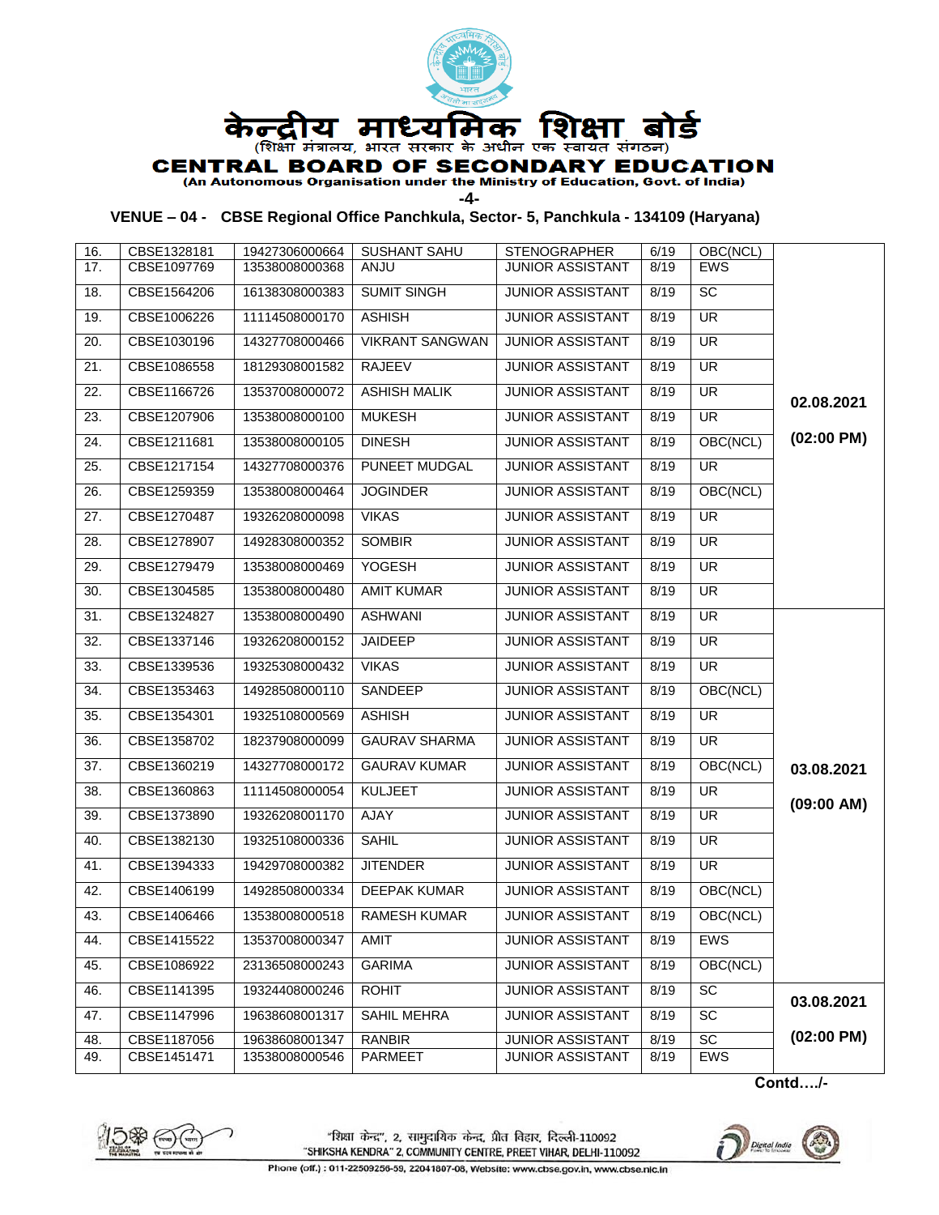# केन्द्रीय माध्यमिक शिक्षा बोर्ड

(शिक्षा मंत्रालय, भारत सरकार के अधीन एक स्वायत संगठन)

# CENTRAL BOARD OF SECONDARY EDUCATION

(An Autonomous Organisation under the Ministry of Education, Govt. of India)

**VENUE – 04 - CBSE Regional Office Panchkula, Sector- 5, Panchkula - 134109 (Haryana)**

| | | | | | | | |
|---|---|---|---|---|---|---|---|
| 16. | CBSE1328181 | 19427306000664 | SUSHANT SAHU | STENOGRAPHER | 6/19 | OBC(NCL) | |
| 17. | CBSE1097769 | 13538008000368 | ANJU | JUNIOR ASSISTANT | 8/19 | EWS | 02.08.2021 (02:00 PM) |
| 18. | CBSE1564206 | 16138308000383 | SUMIT SINGH | JUNIOR ASSISTANT | 8/19 | SC | |
| 19. | CBSE1006226 | 11114508000170 | ASHISH | JUNIOR ASSISTANT | 8/19 | UR | |
| 20. | CBSE1030196 | 14327708000466 | VIKRANT SANGWAN | JUNIOR ASSISTANT | 8/19 | UR | |
| 21. | CBSE1086558 | 18129308001582 | RAJEEV | JUNIOR ASSISTANT | 8/19 | UR | |
| 22. | CBSE1166726 | 13537008000072 | ASHISH MALIK | JUNIOR ASSISTANT | 8/19 | UR | |
| 23. | CBSE1207906 | 13538008000100 | MUKESH | JUNIOR ASSISTANT | 8/19 | UR | |
| 24. | CBSE1211681 | 13538008000105 | DINESH | JUNIOR ASSISTANT | 8/19 | OBC(NCL) | |
| 25. | CBSE1217154 | 14327708000376 | PUNEET MUDGAL | JUNIOR ASSISTANT | 8/19 | UR | |
| 26. | CBSE1259359 | 13538008000464 | JOGINDER | JUNIOR ASSISTANT | 8/19 | OBC(NCL) | |
| 27. | CBSE1270487 | 19326208000098 | VIKAS | JUNIOR ASSISTANT | 8/19 | UR | |
| 28. | CBSE1278907 | 14928308000352 | SOMBIR | JUNIOR ASSISTANT | 8/19 | UR | |
| 29. | CBSE1279479 | 13538008000469 | YOGESH | JUNIOR ASSISTANT | 8/19 | UR | |
| 30. | CBSE1304585 | 13538008000480 | AMIT KUMAR | JUNIOR ASSISTANT | 8/19 | UR | |
| 31. | CBSE1324827 | 13538008000490 | ASHWANI | JUNIOR ASSISTANT | 8/19 | UR | 03.08.2021 (09:00 AM) |
| 32. | CBSE1337146 | 19326208000152 | JAIDEEP | JUNIOR ASSISTANT | 8/19 | UR | |
| 33. | CBSE1339536 | 19325308000432 | VIKAS | JUNIOR ASSISTANT | 8/19 | UR | |
| 34. | CBSE1353463 | 14928508000110 | SANDEEP | JUNIOR ASSISTANT | 8/19 | OBC(NCL) | |
| 35. | CBSE1354301 | 19325108000569 | ASHISH | JUNIOR ASSISTANT | 8/19 | UR | |
| 36. | CBSE1358702 | 18237908000099 | GAURAV SHARMA | JUNIOR ASSISTANT | 8/19 | UR | |
| 37. | CBSE1360219 | 14327708000172 | GAURAV KUMAR | JUNIOR ASSISTANT | 8/19 | OBC(NCL) | |
| 38. | CBSE1360863 | 11114508000054 | KULJEET | JUNIOR ASSISTANT | 8/19 | UR | |
| 39. | CBSE1373890 | 19326208001170 | AJAY | JUNIOR ASSISTANT | 8/19 | UR | |
| 40. | CBSE1382130 | 19325108000336 | SAHIL | JUNIOR ASSISTANT | 8/19 | UR | |
| 41. | CBSE1394333 | 19429708000382 | JITENDER | JUNIOR ASSISTANT | 8/19 | UR | |
| 42. | CBSE1406199 | 14928508000334 | DEEPAK KUMAR | JUNIOR ASSISTANT | 8/19 | OBC(NCL) | |
| 43. | CBSE1406466 | 13538008000518 | RAMESH KUMAR | JUNIOR ASSISTANT | 8/19 | OBC(NCL) | |
| 44. | CBSE1415522 | 13537008000347 | AMIT | JUNIOR ASSISTANT | 8/19 | EWS | |
| 45. | CBSE1086922 | 23136508000243 | GARIMA | JUNIOR ASSISTANT | 8/19 | OBC(NCL) | |
| 46. | CBSE1141395 | 19324408000246 | ROHIT | JUNIOR ASSISTANT | 8/19 | SC | 03.08.2021 (02:00 PM) |
| 47. | CBSE1147996 | 19638608001317 | SAHIL MEHRA | JUNIOR ASSISTANT | 8/19 | SC | |
| 48. | CBSE1187056 | 19638608001347 | RANBIR | JUNIOR ASSISTANT | 8/19 | SC | |
| 49. | CBSE1451471 | 13538008000546 | PARMEET | JUNIOR ASSISTANT | 8/19 | EWS | |

**Contd…./-**

"शिक्षा केन्द्र", 2, सामुदायिक केन्द्र, प्रीत विहार, दिल्ली-110092
"SHIKSHA KENDRA" 2, COMMUNITY CENTRE, PREET VIHAR, DELHI-110092
Phone (off.) : 011-22509256-59, 22041807-08, Website: www.cbse.gov.in, www.cbse.nic.in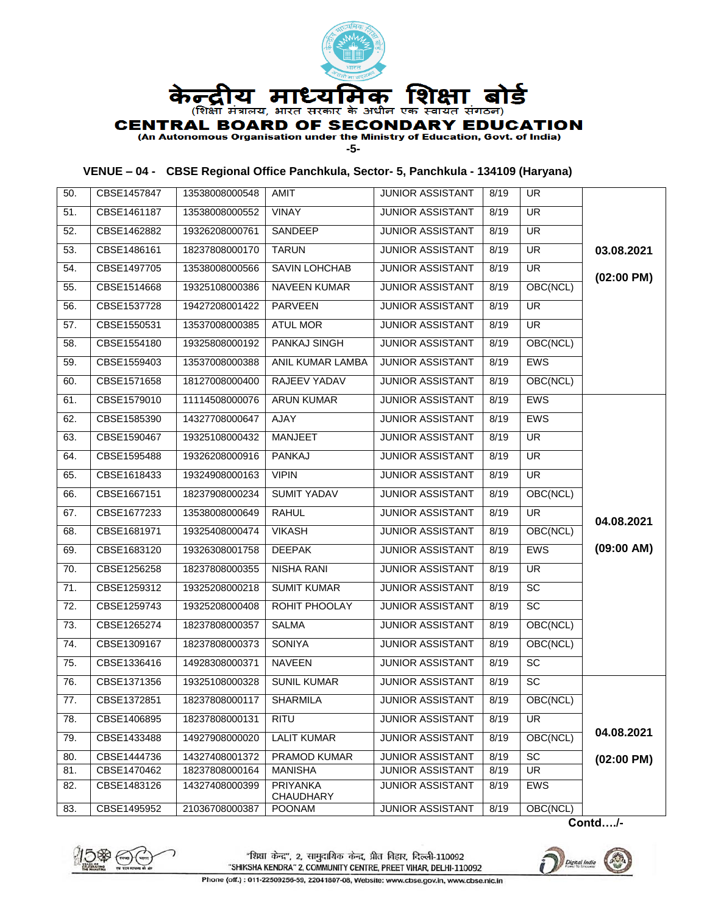केन्द्रीय माध्यमिक शिक्षा बोर्ड
(शिक्षा मंत्रालय, भारत सरकार के अधीन एक स्वायत संगठन)

# CENTRAL BOARD OF SECONDARY EDUCATION

(An Autonomous Organisation under the Ministry of Education, Govt. of India)

## VENUE – 04 - CBSE Regional Office Panchkula, Sector- 5, Panchkula - 134109 (Haryana)

| | | | | | | | |
|---|---|---|---|---|---|---|---|
| 50. | CBSE1457847 | 13538008000548 | AMIT | JUNIOR ASSISTANT | 8/19 | UR | 03.08.2021 (02:00 PM) |
| 51. | CBSE1461187 | 13538008000552 | VINAY | JUNIOR ASSISTANT | 8/19 | UR | |
| 52. | CBSE1462882 | 19326208000761 | SANDEEP | JUNIOR ASSISTANT | 8/19 | UR | |
| 53. | CBSE1486161 | 18237808000170 | TARUN | JUNIOR ASSISTANT | 8/19 | UR | |
| 54. | CBSE1497705 | 13538008000566 | SAVIN LOHCHAB | JUNIOR ASSISTANT | 8/19 | UR | |
| 55. | CBSE1514668 | 19325108000386 | NAVEEN KUMAR | JUNIOR ASSISTANT | 8/19 | OBC(NCL) | |
| 56. | CBSE1537728 | 19427208001422 | PARVEEN | JUNIOR ASSISTANT | 8/19 | UR | |
| 57. | CBSE1550531 | 13537008000385 | ATUL MOR | JUNIOR ASSISTANT | 8/19 | UR | |
| 58. | CBSE1554180 | 19325808000192 | PANKAJ SINGH | JUNIOR ASSISTANT | 8/19 | OBC(NCL) | |
| 59. | CBSE1559403 | 13537008000388 | ANIL KUMAR LAMBA | JUNIOR ASSISTANT | 8/19 | EWS | |
| 60. | CBSE1571658 | 18127008000400 | RAJEEV YADAV | JUNIOR ASSISTANT | 8/19 | OBC(NCL) | |
| 61. | CBSE1579010 | 11114508000076 | ARUN KUMAR | JUNIOR ASSISTANT | 8/19 | EWS | 04.08.2021 (09:00 AM) |
| 62. | CBSE1585390 | 14327708000647 | AJAY | JUNIOR ASSISTANT | 8/19 | EWS | |
| 63. | CBSE1590467 | 19325108000432 | MANJEET | JUNIOR ASSISTANT | 8/19 | UR | |
| 64. | CBSE1595488 | 19326208000916 | PANKAJ | JUNIOR ASSISTANT | 8/19 | UR | |
| 65. | CBSE1618433 | 19324908000163 | VIPIN | JUNIOR ASSISTANT | 8/19 | UR | |
| 66. | CBSE1667151 | 18237908000234 | SUMIT YADAV | JUNIOR ASSISTANT | 8/19 | OBC(NCL) | |
| 67. | CBSE1677233 | 13538008000649 | RAHUL | JUNIOR ASSISTANT | 8/19 | UR | |
| 68. | CBSE1681971 | 19325408000474 | VIKASH | JUNIOR ASSISTANT | 8/19 | OBC(NCL) | |
| 69. | CBSE1683120 | 19326308001758 | DEEPAK | JUNIOR ASSISTANT | 8/19 | EWS | |
| 70. | CBSE1256258 | 18237808000355 | NISHA RANI | JUNIOR ASSISTANT | 8/19 | UR | |
| 71. | CBSE1259312 | 19325208000218 | SUMIT KUMAR | JUNIOR ASSISTANT | 8/19 | SC | |
| 72. | CBSE1259743 | 19325208000408 | ROHIT PHOOLAY | JUNIOR ASSISTANT | 8/19 | SC | |
| 73. | CBSE1265274 | 18237808000357 | SALMA | JUNIOR ASSISTANT | 8/19 | OBC(NCL) | |
| 74. | CBSE1309167 | 18237808000373 | SONIYA | JUNIOR ASSISTANT | 8/19 | OBC(NCL) | |
| 75. | CBSE1336416 | 14928308000371 | NAVEEN | JUNIOR ASSISTANT | 8/19 | SC | |
| 76. | CBSE1371356 | 19325108000328 | SUNIL KUMAR | JUNIOR ASSISTANT | 8/19 | SC | 04.08.2021 (02:00 PM) |
| 77. | CBSE1372851 | 18237808000117 | SHARMILA | JUNIOR ASSISTANT | 8/19 | OBC(NCL) | |
| 78. | CBSE1406895 | 18237808000131 | RITU | JUNIOR ASSISTANT | 8/19 | UR | |
| 79. | CBSE1433488 | 14927908000020 | LALIT KUMAR | JUNIOR ASSISTANT | 8/19 | OBC(NCL) | |
| 80. | CBSE1444736 | 14327408001372 | PRAMOD KUMAR | JUNIOR ASSISTANT | 8/19 | SC | |
| 81. | CBSE1470462 | 18237808000164 | MANISHA | JUNIOR ASSISTANT | 8/19 | UR | |
| 82. | CBSE1483126 | 14327408000399 | PRIYANKA CHAUDHARY | JUNIOR ASSISTANT | 8/19 | EWS | |
| 83. | CBSE1495952 | 21036708000387 | POONAM | JUNIOR ASSISTANT | 8/19 | OBC(NCL) | |

Contd…./-

"शिक्षा केन्द्र", 2, सामुदायिक केन्द्र, प्रीत विहार, दिल्ली-110092
"SHIKSHA KENDRA" 2, COMMUNITY CENTRE, PREET VIHAR, DELHI-110092
Phone (off.) : 011-22509256-59, 22041807-08, Website: www.cbse.gov.in, www.cbse.nic.in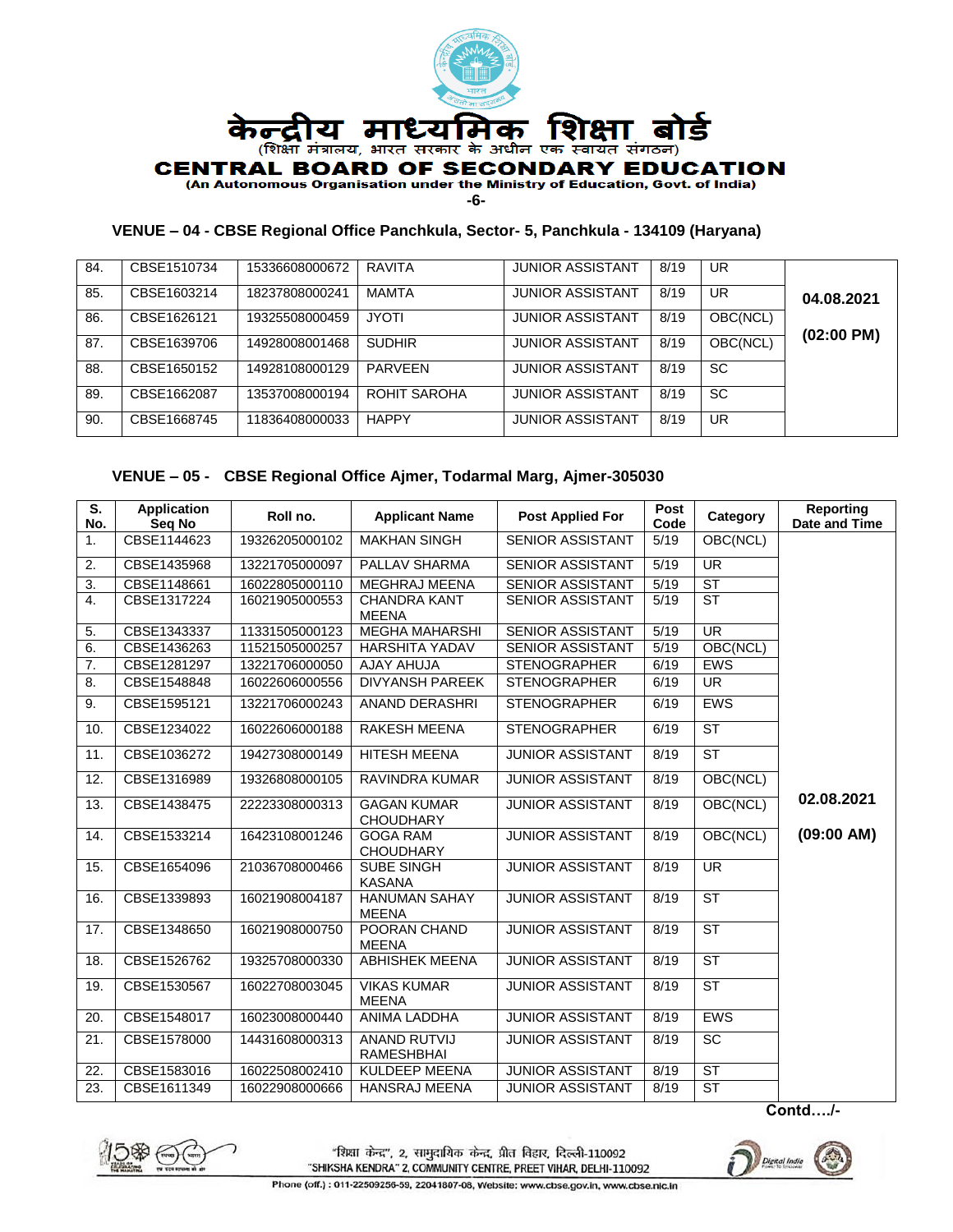# केन्द्रीय माध्यमिक शिक्षा बोर्ड

(शिक्षा मंत्रालय, भारत सरकार के अधीन एक स्वायत संगठन)

# CENTRAL BOARD OF SECONDARY EDUCATION

**(An Autonomous Organisation under the Ministry of Education, Govt. of India)**

### VENUE – 04 - CBSE Regional Office Panchkula, Sector- 5, Panchkula - 134109 (Haryana)

| | | | | | | | |
|---|---|---|---|---|---|---|---|
| 84. | CBSE1510734 | 15336608000672 | RAVITA | JUNIOR ASSISTANT | 8/19 | UR | 04.08.2021 (02:00 PM) |
| 85. | CBSE1603214 | 18237808000241 | MAMTA | JUNIOR ASSISTANT | 8/19 | UR | |
| 86. | CBSE1626121 | 19325508000459 | JYOTI | JUNIOR ASSISTANT | 8/19 | OBC(NCL) | |
| 87. | CBSE1639706 | 14928008001468 | SUDHIR | JUNIOR ASSISTANT | 8/19 | OBC(NCL) | |
| 88. | CBSE1650152 | 14928108000129 | PARVEEN | JUNIOR ASSISTANT | 8/19 | SC | |
| 89. | CBSE1662087 | 13537008000194 | ROHIT SAROHA | JUNIOR ASSISTANT | 8/19 | SC | |
| 90. | CBSE1668745 | 11836408000033 | HAPPY | JUNIOR ASSISTANT | 8/19 | UR | |

### VENUE – 05 - CBSE Regional Office Ajmer, Todarmal Marg, Ajmer-305030

| S. No. | Application Seq No | Roll no. | Applicant Name | Post Applied For | Post Code | Category | Reporting Date and Time |
|---|---|---|---|---|---|---|---|
| 1. | CBSE1144623 | 19326205000102 | MAKHAN SINGH | SENIOR ASSISTANT | 5/19 | OBC(NCL) | 02.08.2021 (09:00 AM) |
| 2. | CBSE1435968 | 13221705000097 | PALLAV SHARMA | SENIOR ASSISTANT | 5/19 | UR | |
| 3. | CBSE1148661 | 16022805000110 | MEGHRAJ MEENA | SENIOR ASSISTANT | 5/19 | ST | |
| 4. | CBSE1317224 | 16021905000553 | CHANDRA KANT MEENA | SENIOR ASSISTANT | 5/19 | ST | |
| 5. | CBSE1343337 | 11331505000123 | MEGHA MAHARSHI | SENIOR ASSISTANT | 5/19 | UR | |
| 6. | CBSE1436263 | 11521505000257 | HARSHITA YADAV | SENIOR ASSISTANT | 5/19 | OBC(NCL) | |
| 7. | CBSE1281297 | 13221706000050 | AJAY AHUJA | STENOGRAPHER | 6/19 | EWS | |
| 8. | CBSE1548848 | 16022606000556 | DIVYANSH PAREEK | STENOGRAPHER | 6/19 | UR | |
| 9. | CBSE1595121 | 13221706000243 | ANAND DERASHRI | STENOGRAPHER | 6/19 | EWS | |
| 10. | CBSE1234022 | 16022606000188 | RAKESH MEENA | STENOGRAPHER | 6/19 | ST | |
| 11. | CBSE1036272 | 19427308000149 | HITESH MEENA | JUNIOR ASSISTANT | 8/19 | ST | |
| 12. | CBSE1316989 | 19326808000105 | RAVINDRA KUMAR | JUNIOR ASSISTANT | 8/19 | OBC(NCL) | |
| 13. | CBSE1438475 | 22223308000313 | GAGAN KUMAR CHOUDHARY | JUNIOR ASSISTANT | 8/19 | OBC(NCL) | |
| 14. | CBSE1533214 | 16423108001246 | GOGA RAM CHOUDHARY | JUNIOR ASSISTANT | 8/19 | OBC(NCL) | |
| 15. | CBSE1654096 | 21036708000466 | SUBE SINGH KASANA | JUNIOR ASSISTANT | 8/19 | UR | |
| 16. | CBSE1339893 | 16021908004187 | HANUMAN SAHAY MEENA | JUNIOR ASSISTANT | 8/19 | ST | |
| 17. | CBSE1348650 | 16021908000750 | POORAN CHAND MEENA | JUNIOR ASSISTANT | 8/19 | ST | |
| 18. | CBSE1526762 | 19325708000330 | ABHISHEK MEENA | JUNIOR ASSISTANT | 8/19 | ST | |
| 19. | CBSE1530567 | 16022708003045 | VIKAS KUMAR MEENA | JUNIOR ASSISTANT | 8/19 | ST | |
| 20. | CBSE1548017 | 16023008000440 | ANIMA LADDHA | JUNIOR ASSISTANT | 8/19 | EWS | |
| 21. | CBSE1578000 | 14431608000313 | ANAND RUTVIJ RAMESHBHAI | JUNIOR ASSISTANT | 8/19 | SC | |
| 22. | CBSE1583016 | 16022508002410 | KULDEEP MEENA | JUNIOR ASSISTANT | 8/19 | ST | |
| 23. | CBSE1611349 | 16022908000666 | HANSRAJ MEENA | JUNIOR ASSISTANT | 8/19 | ST | |

**Contd…./-**

"शिक्षा केन्द्र", 2, सामुदायिक केन्द्र, प्रीत विहार, दिल्ली-110092
"SHIKSHA KENDRA" 2, COMMUNITY CENTRE, PREET VIHAR, DELHI-110092
Phone (off.) : 011-22509256-59, 22041807-08, Website: www.cbse.gov.in, www.cbse.nic.in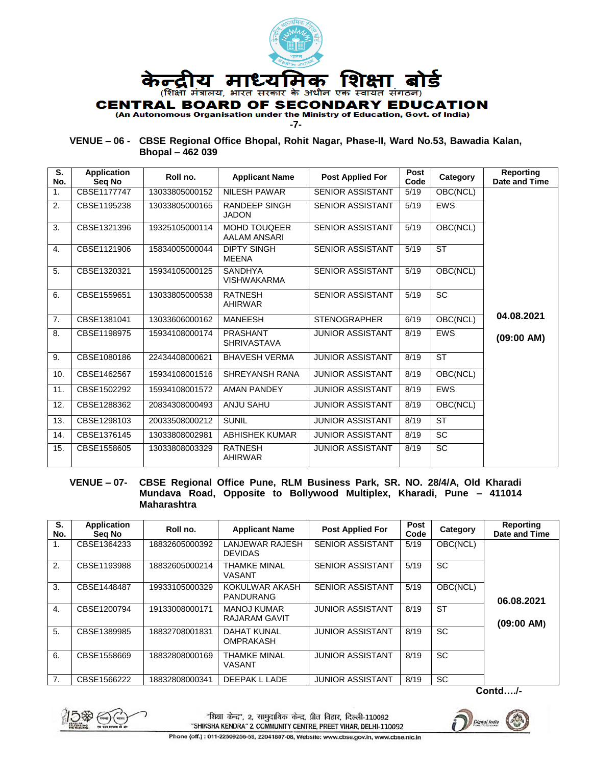# केन्द्रीय माध्यमिक शिक्षा बोर्ड

(शिक्षा मंत्रालय, भारत सरकार के अधीन एक स्वायत संगठन)

# CENTRAL BOARD OF SECONDARY EDUCATION

(An Autonomous Organisation under the Ministry of Education, Govt. of India)

**VENUE – 06 - CBSE Regional Office Bhopal, Rohit Nagar, Phase-II, Ward No.53, Bawadia Kalan, Bhopal – 462 039**

| S. No. | Application Seq No | Roll no. | Applicant Name | Post Applied For | Post Code | Category | Reporting Date and Time |
|---|---|---|---|---|---|---|---|
| 1. | CBSE1177747 | 13033805000152 | NILESH PAWAR | SENIOR ASSISTANT | 5/19 | OBC(NCL) | 04.08.2021 (09:00 AM) |
| 2. | CBSE1195238 | 13033805000165 | RANDEEP SINGH JADON | SENIOR ASSISTANT | 5/19 | EWS | |
| 3. | CBSE1321396 | 19325105000114 | MOHD TOUQEER AALAM ANSARI | SENIOR ASSISTANT | 5/19 | OBC(NCL) | |
| 4. | CBSE1121906 | 15834005000044 | DIPTY SINGH MEENA | SENIOR ASSISTANT | 5/19 | ST | |
| 5. | CBSE1320321 | 15934105000125 | SANDHYA VISHWAKARMA | SENIOR ASSISTANT | 5/19 | OBC(NCL) | |
| 6. | CBSE1559651 | 13033805000538 | RATNESH AHIRWAR | SENIOR ASSISTANT | 5/19 | SC | |
| 7. | CBSE1381041 | 13033606000162 | MANEESH | STENOGRAPHER | 6/19 | OBC(NCL) | |
| 8. | CBSE1198975 | 15934108000174 | PRASHANT SHRIVASTAVA | JUNIOR ASSISTANT | 8/19 | EWS | |
| 9. | CBSE1080186 | 22434408000621 | BHAVESH VERMA | JUNIOR ASSISTANT | 8/19 | ST | |
| 10. | CBSE1462567 | 15934108001516 | SHREYANSH RANA | JUNIOR ASSISTANT | 8/19 | OBC(NCL) | |
| 11. | CBSE1502292 | 15934108001572 | AMAN PANDEY | JUNIOR ASSISTANT | 8/19 | EWS | |
| 12. | CBSE1288362 | 20834308000493 | ANJU SAHU | JUNIOR ASSISTANT | 8/19 | OBC(NCL) | |
| 13. | CBSE1298103 | 20033508000212 | SUNIL | JUNIOR ASSISTANT | 8/19 | ST | |
| 14. | CBSE1376145 | 13033808002981 | ABHISHEK KUMAR | JUNIOR ASSISTANT | 8/19 | SC | |
| 15. | CBSE1558605 | 13033808003329 | RATNESH AHIRWAR | JUNIOR ASSISTANT | 8/19 | SC | |

**VENUE – 07- CBSE Regional Office Pune, RLM Business Park, SR. NO. 28/4/A, Old Kharadi Mundava Road, Opposite to Bollywood Multiplex, Kharadi, Pune – 411014 Maharashtra**

| S. No. | Application Seq No | Roll no. | Applicant Name | Post Applied For | Post Code | Category | Reporting Date and Time |
|---|---|---|---|---|---|---|---|
| 1. | CBSE1364233 | 18832605000392 | LANJEWAR RAJESH DEVIDAS | SENIOR ASSISTANT | 5/19 | OBC(NCL) | 06.08.2021 (09:00 AM) |
| 2. | CBSE1193988 | 18832605000214 | THAMKE MINAL VASANT | SENIOR ASSISTANT | 5/19 | SC | |
| 3. | CBSE1448487 | 19933105000329 | KOKULWAR AKASH PANDURANG | SENIOR ASSISTANT | 5/19 | OBC(NCL) | |
| 4. | CBSE1200794 | 19133008000171 | MANOJ KUMAR RAJARAM GAVIT | JUNIOR ASSISTANT | 8/19 | ST | |
| 5. | CBSE1389985 | 18832708001831 | DAHAT KUNAL OMPRAKASH | JUNIOR ASSISTANT | 8/19 | SC | |
| 6. | CBSE1558669 | 18832808000169 | THAMKE MINAL VASANT | JUNIOR ASSISTANT | 8/19 | SC | |
| 7. | CBSE1566222 | 18832808000341 | DEEPAK L LADE | JUNIOR ASSISTANT | 8/19 | SC | |

Contd…./-

"शिक्षा केन्द्र", 2, सामुदायिक केन्द्र, प्रीत विहार, दिल्ली-110092
"SHIKSHA KENDRA" 2, COMMUNITY CENTRE, PREET VIHAR, DELHI-110092
Phone (off.) : 011-22509256-59, 22041807-08, Website: www.cbse.gov.in, www.cbse.nic.in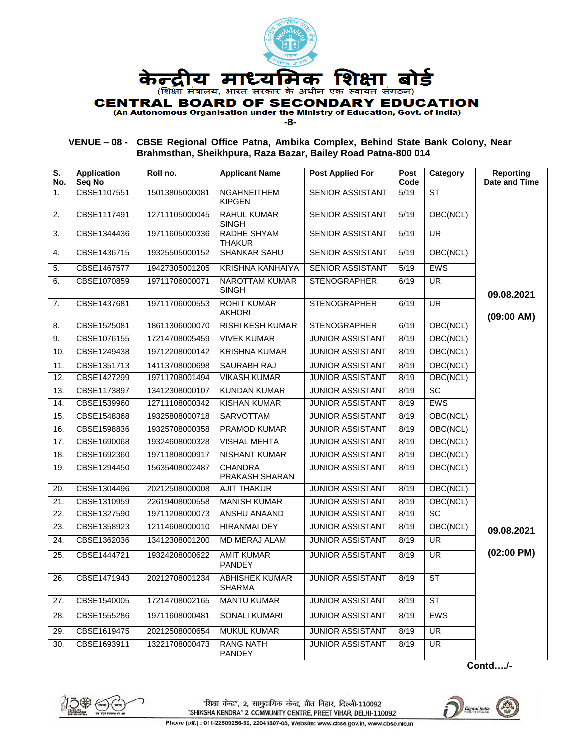# केन्द्रीय माध्यमिक शिक्षा बोर्ड

(शिक्षा मंत्रालय, भारत सरकार के अधीन एक स्वायत्त संगठन)

# CENTRAL BOARD OF SECONDARY EDUCATION

**(An Autonomous Organisation under the Ministry of Education, Govt. of India)**

**-8-**

**VENUE – 08 - CBSE Regional Office Patna, Ambika Complex, Behind State Bank Colony, Near Brahmsthan, Sheikhpura, Raza Bazar, Bailey Road Patna-800 014**

| S. No. | Application Seq No | Roll no. | Applicant Name | Post Applied For | Post Code | Category | Reporting Date and Time |
|---|---|---|---|---|---|---|---|
| 1. | CBSE1107551 | 15013805000081 | NGAHNEITHEM KIPGEN | SENIOR ASSISTANT | 5/19 | ST | 09.08.2021 (09:00 AM) |
| 2. | CBSE1117491 | 12711105000045 | RAHUL KUMAR SINGH | SENIOR ASSISTANT | 5/19 | OBC(NCL) | |
| 3. | CBSE1344436 | 19711605000336 | RADHE SHYAM THAKUR | SENIOR ASSISTANT | 5/19 | UR | |
| 4. | CBSE1436715 | 19325505000152 | SHANKAR SAHU | SENIOR ASSISTANT | 5/19 | OBC(NCL) | |
| 5. | CBSE1467577 | 19427305001205 | KRISHNA KANHAIYA | SENIOR ASSISTANT | 5/19 | EWS | |
| 6. | CBSE1070859 | 19711706000071 | NAROTTAM KUMAR SINGH | STENOGRAPHER | 6/19 | UR | |
| 7. | CBSE1437681 | 19711706000553 | ROHIT KUMAR AKHORI | STENOGRAPHER | 6/19 | UR | |
| 8. | CBSE1525081 | 18611306000070 | RISHI KESH KUMAR | STENOGRAPHER | 6/19 | OBC(NCL) | |
| 9. | CBSE1076155 | 17214708005459 | VIVEK KUMAR | JUNIOR ASSISTANT | 8/19 | OBC(NCL) | |
| 10. | CBSE1249438 | 19712208000142 | KRISHNA KUMAR | JUNIOR ASSISTANT | 8/19 | OBC(NCL) | |
| 11. | CBSE1351713 | 14113708000698 | SAURABH RAJ | JUNIOR ASSISTANT | 8/19 | OBC(NCL) | |
| 12. | CBSE1427299 | 19711708001494 | VIKASH KUMAR | JUNIOR ASSISTANT | 8/19 | OBC(NCL) | |
| 13. | CBSE1173897 | 13412308000107 | KUNDAN KUMAR | JUNIOR ASSISTANT | 8/19 | SC | |
| 14. | CBSE1539960 | 12711108000342 | KISHAN KUMAR | JUNIOR ASSISTANT | 8/19 | EWS | |
| 15. | CBSE1548368 | 19325808000718 | SARVOTTAM | JUNIOR ASSISTANT | 8/19 | OBC(NCL) | |
| 16. | CBSE1598836 | 19325708000358 | PRAMOD KUMAR | JUNIOR ASSISTANT | 8/19 | OBC(NCL) | 09.08.2021 (02:00 PM) |
| 17. | CBSE1690068 | 19324608000328 | VISHAL MEHTA | JUNIOR ASSISTANT | 8/19 | OBC(NCL) | |
| 18. | CBSE1692360 | 19711808000917 | NISHANT KUMAR | JUNIOR ASSISTANT | 8/19 | OBC(NCL) | |
| 19. | CBSE1294450 | 15635408002487 | CHANDRA PRAKASH SHARAN | JUNIOR ASSISTANT | 8/19 | OBC(NCL) | |
| 20. | CBSE1304496 | 20212508000008 | AJIT THAKUR | JUNIOR ASSISTANT | 8/19 | OBC(NCL) | |
| 21. | CBSE1310959 | 22619408000558 | MANISH KUMAR | JUNIOR ASSISTANT | 8/19 | OBC(NCL) | |
| 22. | CBSE1327590 | 19711208000073 | ANSHU ANAAND | JUNIOR ASSISTANT | 8/19 | SC | |
| 23. | CBSE1358923 | 12114608000010 | HIRANMAI DEY | JUNIOR ASSISTANT | 8/19 | OBC(NCL) | |
| 24. | CBSE1362036 | 13412308001200 | MD MERAJ ALAM | JUNIOR ASSISTANT | 8/19 | UR | |
| 25. | CBSE1444721 | 19324208000622 | AMIT KUMAR PANDEY | JUNIOR ASSISTANT | 8/19 | UR | |
| 26. | CBSE1471943 | 20212708001234 | ABHISHEK KUMAR SHARMA | JUNIOR ASSISTANT | 8/19 | ST | |
| 27. | CBSE1540005 | 17214708002165 | MANTU KUMAR | JUNIOR ASSISTANT | 8/19 | ST | |
| 28. | CBSE1555286 | 19711608000481 | SONALI KUMARI | JUNIOR ASSISTANT | 8/19 | EWS | |
| 29. | CBSE1619475 | 20212508000654 | MUKUL KUMAR | JUNIOR ASSISTANT | 8/19 | UR | |
| 30. | CBSE1693911 | 13221708000473 | RANG NATH PANDEY | JUNIOR ASSISTANT | 8/19 | UR | |

**Contd…./-**

"शिक्षा केन्द्र", 2, सामुदायिक केन्द्र, प्रीत विहार, दिल्ली-110092
"SHIKSHA KENDRA" 2, COMMUNITY CENTRE, PREET VIHAR, DELHI-110092
Phone (off.) : 011-22509256-59, 22041807-08, Website: www.cbse.gov.in, www.cbse.nic.in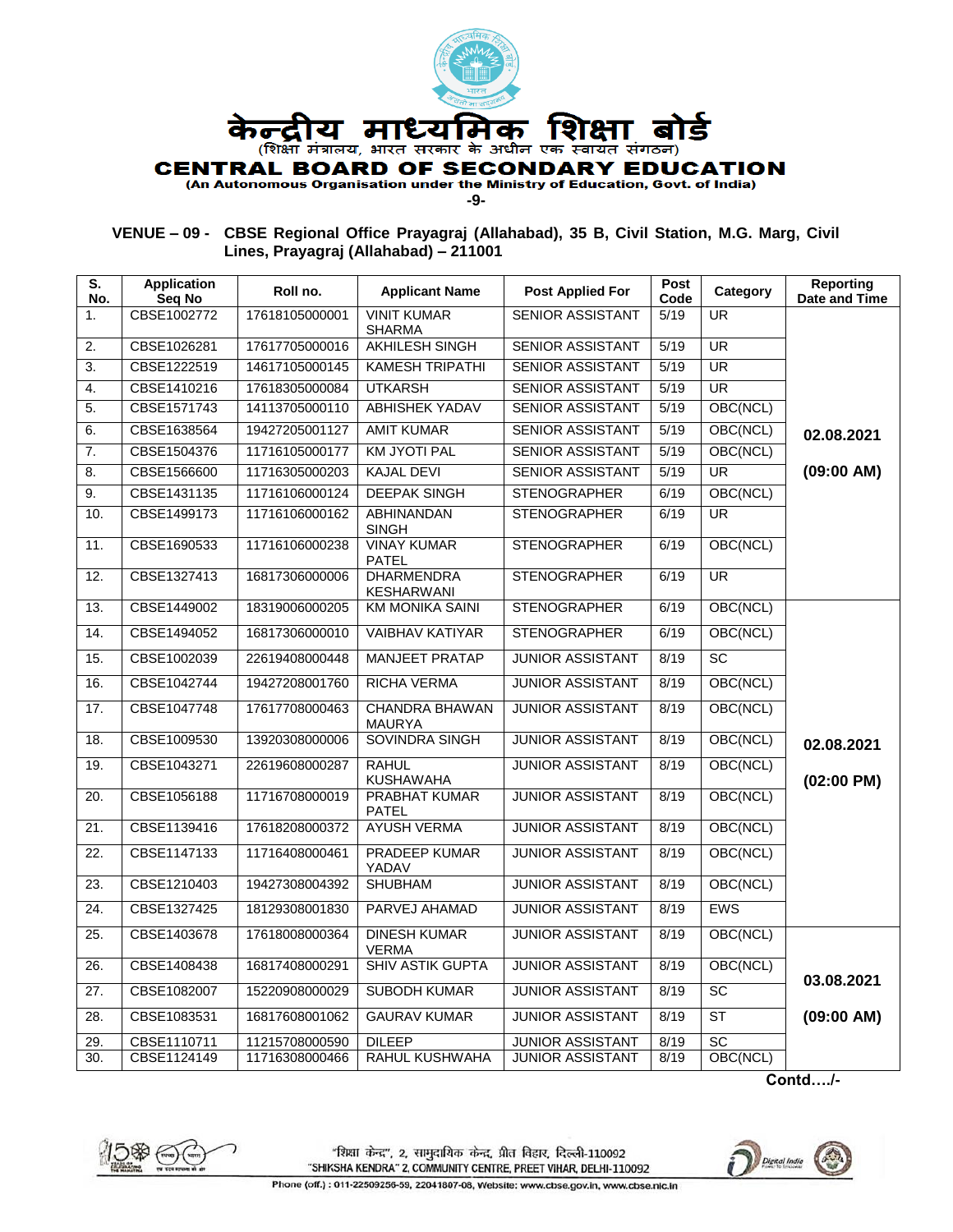# केन्द्रीय माध्यमिक शिक्षा बोर्ड

(शिक्षा मंत्रालय, भारत सरकार के अधीन एक स्वायत संगठन)

# CENTRAL BOARD OF SECONDARY EDUCATION

(An Autonomous Organisation under the Ministry of Education, Govt. of India)

**VENUE – 09 - CBSE Regional Office Prayagraj (Allahabad), 35 B, Civil Station, M.G. Marg, Civil Lines, Prayagraj (Allahabad) – 211001**

| S. No. | Application Seq No | Roll no. | Applicant Name | Post Applied For | Post Code | Category | Reporting Date and Time |
|---|---|---|---|---|---|---|---|
| 1. | CBSE1002772 | 17618105000001 | VINIT KUMAR SHARMA | SENIOR ASSISTANT | 5/19 | UR | 02.08.2021 (09:00 AM) |
| 2. | CBSE1026281 | 17617705000016 | AKHILESH SINGH | SENIOR ASSISTANT | 5/19 | UR | |
| 3. | CBSE1222519 | 14617105000145 | KAMESH TRIPATHI | SENIOR ASSISTANT | 5/19 | UR | |
| 4. | CBSE1410216 | 17618305000084 | UTKARSH | SENIOR ASSISTANT | 5/19 | UR | |
| 5. | CBSE1571743 | 14113705000110 | ABHISHEK YADAV | SENIOR ASSISTANT | 5/19 | OBC(NCL) | |
| 6. | CBSE1638564 | 19427205001127 | AMIT KUMAR | SENIOR ASSISTANT | 5/19 | OBC(NCL) | |
| 7. | CBSE1504376 | 11716105000177 | KM JYOTI PAL | SENIOR ASSISTANT | 5/19 | OBC(NCL) | |
| 8. | CBSE1566600 | 11716305000203 | KAJAL DEVI | SENIOR ASSISTANT | 5/19 | UR | |
| 9. | CBSE1431135 | 11716106000124 | DEEPAK SINGH | STENOGRAPHER | 6/19 | OBC(NCL) | |
| 10. | CBSE1499173 | 11716106000162 | ABHINANDAN SINGH | STENOGRAPHER | 6/19 | UR | |
| 11. | CBSE1690533 | 11716106000238 | VINAY KUMAR PATEL | STENOGRAPHER | 6/19 | OBC(NCL) | |
| 12. | CBSE1327413 | 16817306000006 | DHARMENDRA KESHARWANI | STENOGRAPHER | 6/19 | UR | |
| 13. | CBSE1449002 | 18319006000205 | KM MONIKA SAINI | STENOGRAPHER | 6/19 | OBC(NCL) | 02.08.2021 (02:00 PM) |
| 14. | CBSE1494052 | 16817306000010 | VAIBHAV KATIYAR | STENOGRAPHER | 6/19 | OBC(NCL) | |
| 15. | CBSE1002039 | 22619408000448 | MANJEET PRATAP | JUNIOR ASSISTANT | 8/19 | SC | |
| 16. | CBSE1042744 | 19427208001760 | RICHA VERMA | JUNIOR ASSISTANT | 8/19 | OBC(NCL) | |
| 17. | CBSE1047748 | 17617708000463 | CHANDRA BHAWAN MAURYA | JUNIOR ASSISTANT | 8/19 | OBC(NCL) | |
| 18. | CBSE1009530 | 13920308000006 | SOVINDRA SINGH | JUNIOR ASSISTANT | 8/19 | OBC(NCL) | |
| 19. | CBSE1043271 | 22619608000287 | RAHUL KUSHAWAHA | JUNIOR ASSISTANT | 8/19 | OBC(NCL) | |
| 20. | CBSE1056188 | 11716708000019 | PRABHAT KUMAR PATEL | JUNIOR ASSISTANT | 8/19 | OBC(NCL) | |
| 21. | CBSE1139416 | 17618208000372 | AYUSH VERMA | JUNIOR ASSISTANT | 8/19 | OBC(NCL) | |
| 22. | CBSE1147133 | 11716408000461 | PRADEEP KUMAR YADAV | JUNIOR ASSISTANT | 8/19 | OBC(NCL) | |
| 23. | CBSE1210403 | 19427308004392 | SHUBHAM | JUNIOR ASSISTANT | 8/19 | OBC(NCL) | |
| 24. | CBSE1327425 | 18129308001830 | PARVEJ AHAMAD | JUNIOR ASSISTANT | 8/19 | EWS | |
| 25. | CBSE1403678 | 17618008000364 | DINESH KUMAR VERMA | JUNIOR ASSISTANT | 8/19 | OBC(NCL) | 03.08.2021 (09:00 AM) |
| 26. | CBSE1408438 | 16817408000291 | SHIV ASTIK GUPTA | JUNIOR ASSISTANT | 8/19 | OBC(NCL) | |
| 27. | CBSE1082007 | 15220908000029 | SUBODH KUMAR | JUNIOR ASSISTANT | 8/19 | SC | |
| 28. | CBSE1083531 | 16817608001062 | GAURAV KUMAR | JUNIOR ASSISTANT | 8/19 | ST | |
| 29. | CBSE1110711 | 11215708000590 | DILEEP | JUNIOR ASSISTANT | 8/19 | SC | |
| 30. | CBSE1124149 | 11716308000466 | RAHUL KUSHWAHA | JUNIOR ASSISTANT | 8/19 | OBC(NCL) | |

**Contd…./-**

"शिक्षा केन्द्र", 2, सामुदायिक केन्द्र, प्रीत विहार, दिल्ली-110092
"SHIKSHA KENDRA" 2, COMMUNITY CENTRE, PREET VIHAR, DELHI-110092
Phone (off.) : 011-22509256-59, 22041807-08, Website: www.cbse.gov.in, www.cbse.nic.in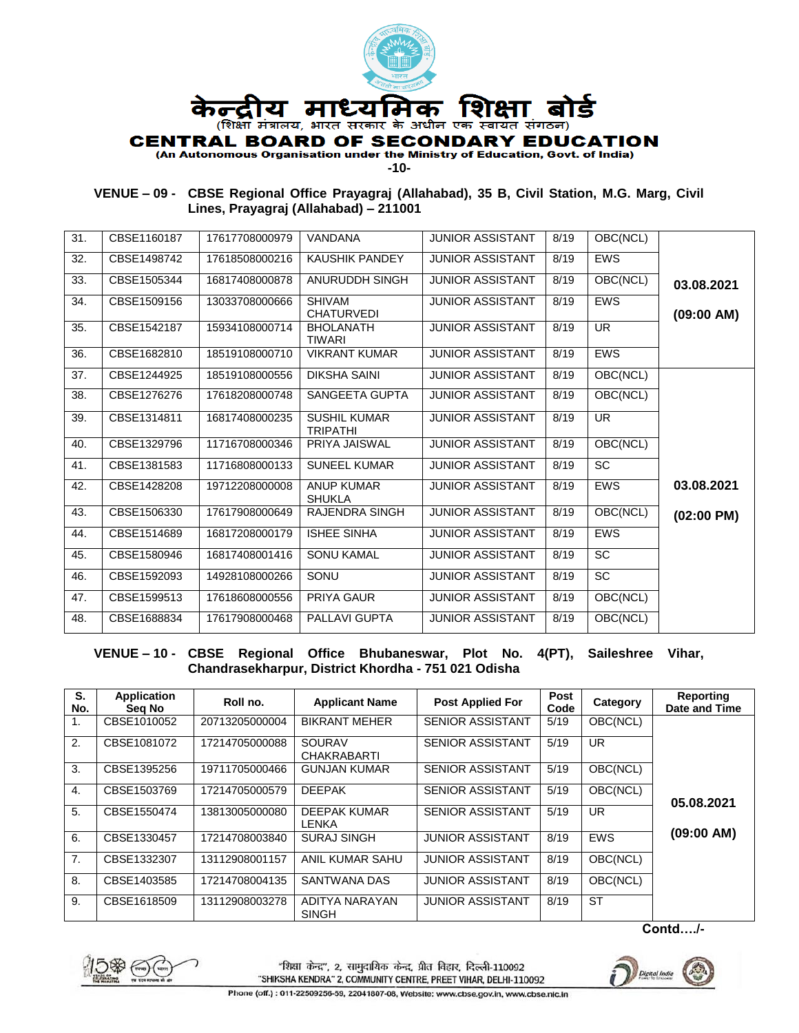# केन्द्रीय माध्यमिक शिक्षा बोर्ड

(शिक्षा मंत्रालय, भारत सरकार के अधीन एक स्वायत संगठन)

# CENTRAL BOARD OF SECONDARY EDUCATION

**(An Autonomous Organisation under the Ministry of Education, Govt. of India)**

**VENUE – 09 - CBSE Regional Office Prayagraj (Allahabad), 35 B, Civil Station, M.G. Marg, Civil Lines, Prayagraj (Allahabad) – 211001**

| S. No. | Application Seq No | Roll no. | Applicant Name | Post Applied For | Post Code | Category | Reporting Date and Time |
|---|---|---|---|---|---|---|---|
| 31. | CBSE1160187 | 17617708000979 | VANDANA | JUNIOR ASSISTANT | 8/19 | OBC(NCL) | 03.08.2021 (09:00 AM) |
| 32. | CBSE1498742 | 17618508000216 | KAUSHIK PANDEY | JUNIOR ASSISTANT | 8/19 | EWS | |
| 33. | CBSE1505344 | 16817408000878 | ANURUDDH SINGH | JUNIOR ASSISTANT | 8/19 | OBC(NCL) | |
| 34. | CBSE1509156 | 13033708000666 | SHIVAM CHATURVEDI | JUNIOR ASSISTANT | 8/19 | EWS | |
| 35. | CBSE1542187 | 15934108000714 | BHOLANATH TIWARI | JUNIOR ASSISTANT | 8/19 | UR | |
| 36. | CBSE1682810 | 18519108000710 | VIKRANT KUMAR | JUNIOR ASSISTANT | 8/19 | EWS | |
| 37. | CBSE1244925 | 18519108000556 | DIKSHA SAINI | JUNIOR ASSISTANT | 8/19 | OBC(NCL) | 03.08.2021 (02:00 PM) |
| 38. | CBSE1276276 | 17618208000748 | SANGEETA GUPTA | JUNIOR ASSISTANT | 8/19 | OBC(NCL) | |
| 39. | CBSE1314811 | 16817408000235 | SUSHIL KUMAR TRIPATHI | JUNIOR ASSISTANT | 8/19 | UR | |
| 40. | CBSE1329796 | 11716708000346 | PRIYA JAISWAL | JUNIOR ASSISTANT | 8/19 | OBC(NCL) | |
| 41. | CBSE1381583 | 11716808000133 | SUNEEL KUMAR | JUNIOR ASSISTANT | 8/19 | SC | |
| 42. | CBSE1428208 | 19712208000008 | ANUP KUMAR SHUKLA | JUNIOR ASSISTANT | 8/19 | EWS | |
| 43. | CBSE1506330 | 17617908000649 | RAJENDRA SINGH | JUNIOR ASSISTANT | 8/19 | OBC(NCL) | |
| 44. | CBSE1514689 | 16817208000179 | ISHEE SINHA | JUNIOR ASSISTANT | 8/19 | EWS | |
| 45. | CBSE1580946 | 16817408001416 | SONU KAMAL | JUNIOR ASSISTANT | 8/19 | SC | |
| 46. | CBSE1592093 | 14928108000266 | SONU | JUNIOR ASSISTANT | 8/19 | SC | |
| 47. | CBSE1599513 | 17618608000556 | PRIYA GAUR | JUNIOR ASSISTANT | 8/19 | OBC(NCL) | |
| 48. | CBSE1688834 | 17617908000468 | PALLAVI GUPTA | JUNIOR ASSISTANT | 8/19 | OBC(NCL) | |

**VENUE – 10 - CBSE Regional Office Bhubaneswar, Plot No. 4(PT), Saileshree Vihar, Chandrasekharpur, District Khordha - 751 021 Odisha**

| S. No. | Application Seq No | Roll no. | Applicant Name | Post Applied For | Post Code | Category | Reporting Date and Time |
|---|---|---|---|---|---|---|---|
| 1. | CBSE1010052 | 20713205000004 | BIKRANT MEHER | SENIOR ASSISTANT | 5/19 | OBC(NCL) | 05.08.2021 (09:00 AM) |
| 2. | CBSE1081072 | 17214705000088 | SOURAV CHAKRABARTI | SENIOR ASSISTANT | 5/19 | UR | |
| 3. | CBSE1395256 | 19711705000466 | GUNJAN KUMAR | SENIOR ASSISTANT | 5/19 | OBC(NCL) | |
| 4. | CBSE1503769 | 17214705000579 | DEEPAK | SENIOR ASSISTANT | 5/19 | OBC(NCL) | |
| 5. | CBSE1550474 | 13813005000080 | DEEPAK KUMAR LENKA | SENIOR ASSISTANT | 5/19 | UR | |
| 6. | CBSE1330457 | 17214708003840 | SURAJ SINGH | JUNIOR ASSISTANT | 8/19 | EWS | |
| 7. | CBSE1332307 | 13112908001157 | ANIL KUMAR SAHU | JUNIOR ASSISTANT | 8/19 | OBC(NCL) | |
| 8. | CBSE1403585 | 17214708004135 | SANTWANA DAS | JUNIOR ASSISTANT | 8/19 | OBC(NCL) | |
| 9. | CBSE1618509 | 13112908003278 | ADITYA NARAYAN SINGH | JUNIOR ASSISTANT | 8/19 | ST | |

**Contd…./-**

"शिक्षा केन्द्र", 2, सामुदायिक केन्द्र, प्रीत विहार, दिल्ली-110092
"SHIKSHA KENDRA" 2, COMMUNITY CENTRE, PREET VIHAR, DELHI-110092
Phone (off.) : 011-22509256-59, 22041807-08, Website: www.cbse.gov.in, www.cbse.nic.in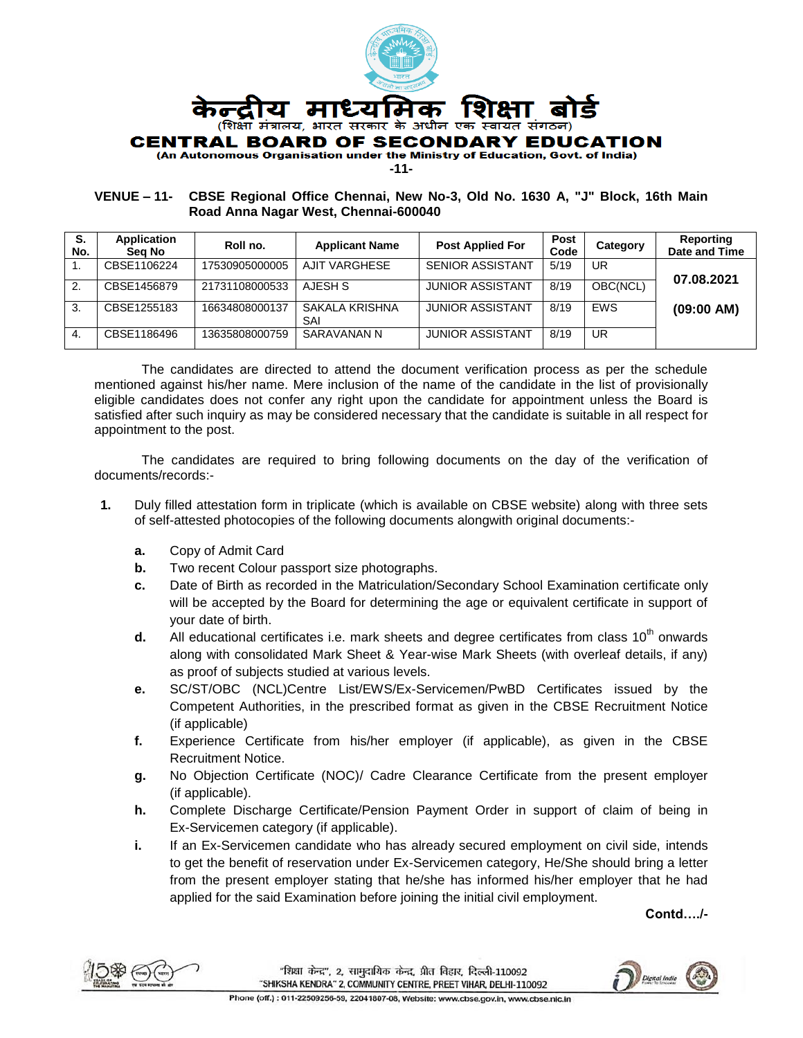# केन्द्रीय माध्यमिक शिक्षा बोर्ड

(शिक्षा मंत्रालय, भारत सरकार के अधीन एक स्वायत संगठन)

# CENTRAL BOARD OF SECONDARY EDUCATION

**(An Autonomous Organisation under the Ministry of Education, Govt. of India)**

**-11-**

**VENUE – 11- CBSE Regional Office Chennai, New No-3, Old No. 1630 A, "J" Block, 16th Main Road Anna Nagar West, Chennai-600040**

| S. No. | Application Seq No | Roll no. | Applicant Name | Post Applied For | Post Code | Category | Reporting Date and Time |
|---|---|---|---|---|---|---|---|
| 1. | CBSE1106224 | 17530905000005 | AJIT VARGHESE | SENIOR ASSISTANT | 5/19 | UR | **07.08.2021 (09:00 AM)** |
| 2. | CBSE1456879 | 21731108000533 | AJESH S | JUNIOR ASSISTANT | 8/19 | OBC(NCL) | |
| 3. | CBSE1255183 | 16634808000137 | SAKALA KRISHNA SAI | JUNIOR ASSISTANT | 8/19 | EWS | |
| 4. | CBSE1186496 | 13635808000759 | SARAVANAN N | JUNIOR ASSISTANT | 8/19 | UR | |

The candidates are directed to attend the document verification process as per the schedule mentioned against his/her name. Mere inclusion of the name of the candidate in the list of provisionally eligible candidates does not confer any right upon the candidate for appointment unless the Board is satisfied after such inquiry as may be considered necessary that the candidate is suitable in all respect for appointment to the post.

The candidates are required to bring following documents on the day of the verification of documents/records:-

**1.** Duly filled attestation form in triplicate (which is available on CBSE website) along with three sets of self-attested photocopies of the following documents alongwith original documents:-

- **a.** Copy of Admit Card
- **b.** Two recent Colour passport size photographs.
- **c.** Date of Birth as recorded in the Matriculation/Secondary School Examination certificate only will be accepted by the Board for determining the age or equivalent certificate in support of your date of birth.
- **d.** All educational certificates i.e. mark sheets and degree certificates from class 10th onwards along with consolidated Mark Sheet & Year-wise Mark Sheets (with overleaf details, if any) as proof of subjects studied at various levels.
- **e.** SC/ST/OBC (NCL)Centre List/EWS/Ex-Servicemen/PwBD Certificates issued by the Competent Authorities, in the prescribed format as given in the CBSE Recruitment Notice (if applicable)
- **f.** Experience Certificate from his/her employer (if applicable), as given in the CBSE Recruitment Notice.
- **g.** No Objection Certificate (NOC)/ Cadre Clearance Certificate from the present employer (if applicable).
- **h.** Complete Discharge Certificate/Pension Payment Order in support of claim of being in Ex-Servicemen category (if applicable).
- **i.** If an Ex-Servicemen candidate who has already secured employment on civil side, intends to get the benefit of reservation under Ex-Servicemen category, He/She should bring a letter from the present employer stating that he/she has informed his/her employer that he had applied for the said Examination before joining the initial civil employment.

**Contd…./-**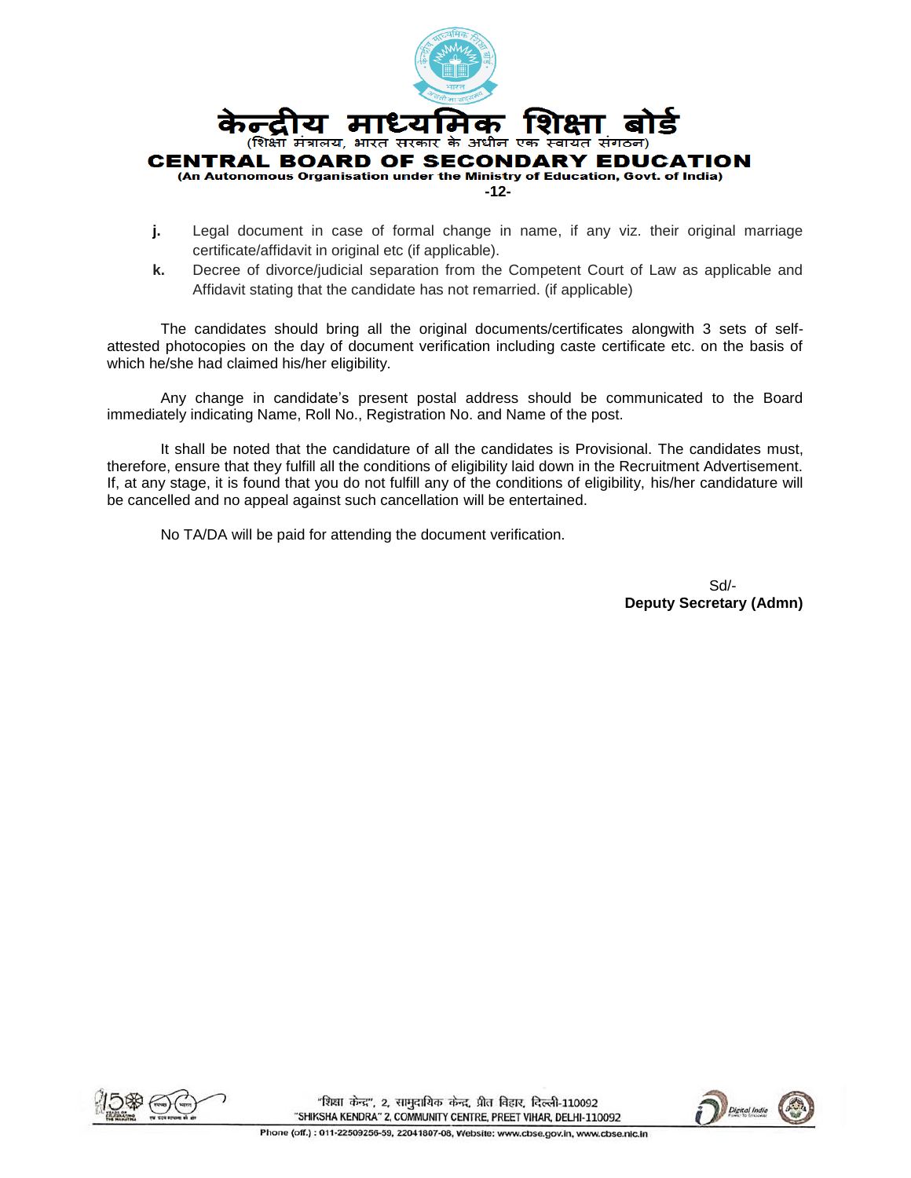j. Legal document in case of formal change in name, if any viz. their original marriage certificate/affidavit in original etc (if applicable).

k. Decree of divorce/judicial separation from the Competent Court of Law as applicable and Affidavit stating that the candidate has not remarried. (if applicable)

The candidates should bring all the original documents/certificates alongwith 3 sets of self-attested photocopies on the day of document verification including caste certificate etc. on the basis of which he/she had claimed his/her eligibility.

Any change in candidate's present postal address should be communicated to the Board immediately indicating Name, Roll No., Registration No. and Name of the post.

It shall be noted that the candidature of all the candidates is Provisional. The candidates must, therefore, ensure that they fulfill all the conditions of eligibility laid down in the Recruitment Advertisement. If, at any stage, it is found that you do not fulfill any of the conditions of eligibility, his/her candidature will be cancelled and no appeal against such cancellation will be entertained.

No TA/DA will be paid for attending the document verification.

Sd/-
**Deputy Secretary (Admn)**